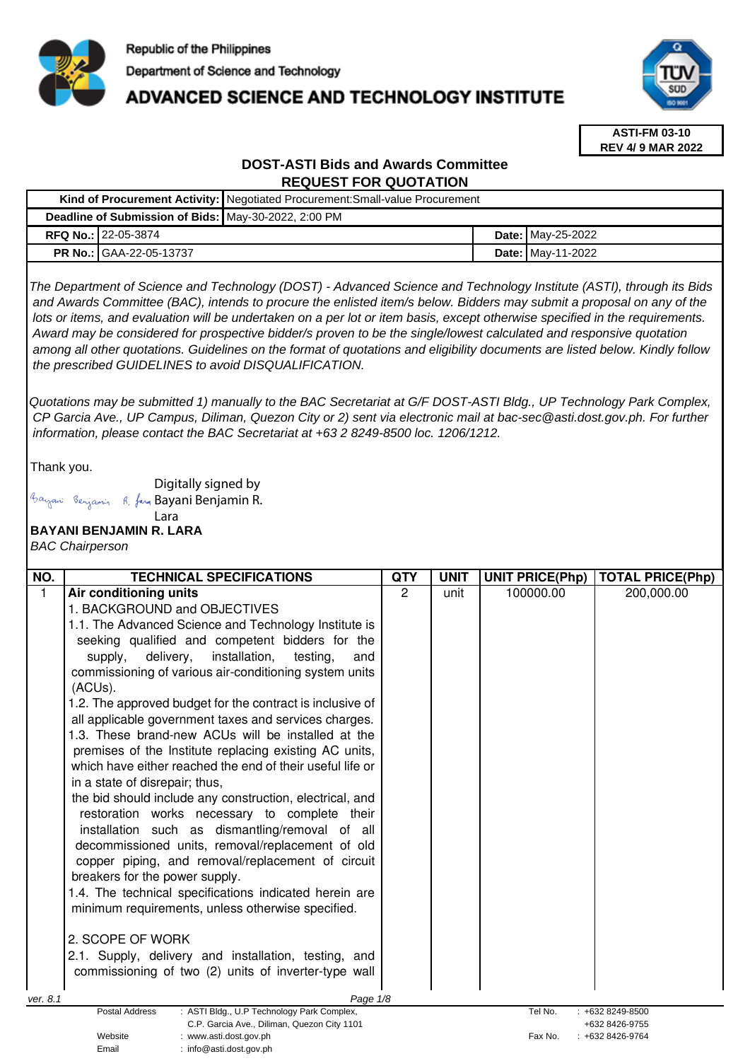Republic of the Philippines
Department of Science and Technology
**ADVANCED SCIENCE AND TECHNOLOGY INSTITUTE**

**ASTI-FM 03-10**
**REV 4/ 9 MAR 2022**

## DOST-ASTI Bids and Awards Committee
## REQUEST FOR QUOTATION

| **Kind of Procurement Activity:** | Negotiated Procurement:Small-value Procurement | | |
|---|---|---|---|
| **Deadline of Submission of Bids:** | May-30-2022, 2:00 PM | | |
| **RFQ No.:** | 22-05-3874 | **Date:** | May-25-2022 |
| **PR No.:** | GAA-22-05-13737 | **Date:** | May-11-2022 |

*The Department of Science and Technology (DOST) - Advanced Science and Technology Institute (ASTI), through its Bids and Awards Committee (BAC), intends to procure the enlisted item/s below. Bidders may submit a proposal on any of the lots or items, and evaluation will be undertaken on a per lot or item basis, except otherwise specified in the requirements. Award may be considered for prospective bidder/s proven to be the single/lowest calculated and responsive quotation among all other quotations. Guidelines on the format of quotations and eligibility documents are listed below. Kindly follow the prescribed GUIDELINES to avoid DISQUALIFICATION.*

*Quotations may be submitted 1) manually to the BAC Secretariat at G/F DOST-ASTI Bldg., UP Technology Park Complex, CP Garcia Ave., UP Campus, Diliman, Quezon City or 2) sent via electronic mail at bac-sec@asti.dost.gov.ph. For further information, please contact the BAC Secretariat at +63 2 8249-8500 loc. 1206/1212.*

Thank you.

Digitally signed by Bayani Benjamin R. Lara

**BAYANI BENJAMIN R. LARA**
*BAC Chairperson*

| NO. | TECHNICAL SPECIFICATIONS | QTY | UNIT | UNIT PRICE(Php) | TOTAL PRICE(Php) |
|---|---|---|---|---|---|
| 1 | **Air conditioning units**<br>1. BACKGROUND and OBJECTIVES<br>1.1. The Advanced Science and Technology Institute is seeking qualified and competent bidders for the supply, delivery, installation, testing, and commissioning of various air-conditioning system units (ACUs).<br>1.2. The approved budget for the contract is inclusive of all applicable government taxes and services charges.<br>1.3. These brand-new ACUs will be installed at the premises of the Institute replacing existing AC units, which have either reached the end of their useful life or in a state of disrepair; thus, the bid should include any construction, electrical, and restoration works necessary to complete their installation such as dismantling/removal of all decommissioned units, removal/replacement of old copper piping, and removal/replacement of circuit breakers for the power supply.<br>1.4. The technical specifications indicated herein are minimum requirements, unless otherwise specified.<br><br>2. SCOPE OF WORK<br>2.1. Supply, delivery and installation, testing, and commissioning of two (2) units of inverter-type wall | 2 | unit | 100000.00 | 200,000.00 |

ver. 8.1

Postal Address : ASTI Bldg., U.P Technology Park Complex, C.P. Garcia Ave., Diliman, Quezon City 1101
Website : www.asti.dost.gov.ph
Email : info@asti.dost.gov.ph
Tel No. : +632 8249-8500, +632 8426-9755
Fax No. : +632 8426-9764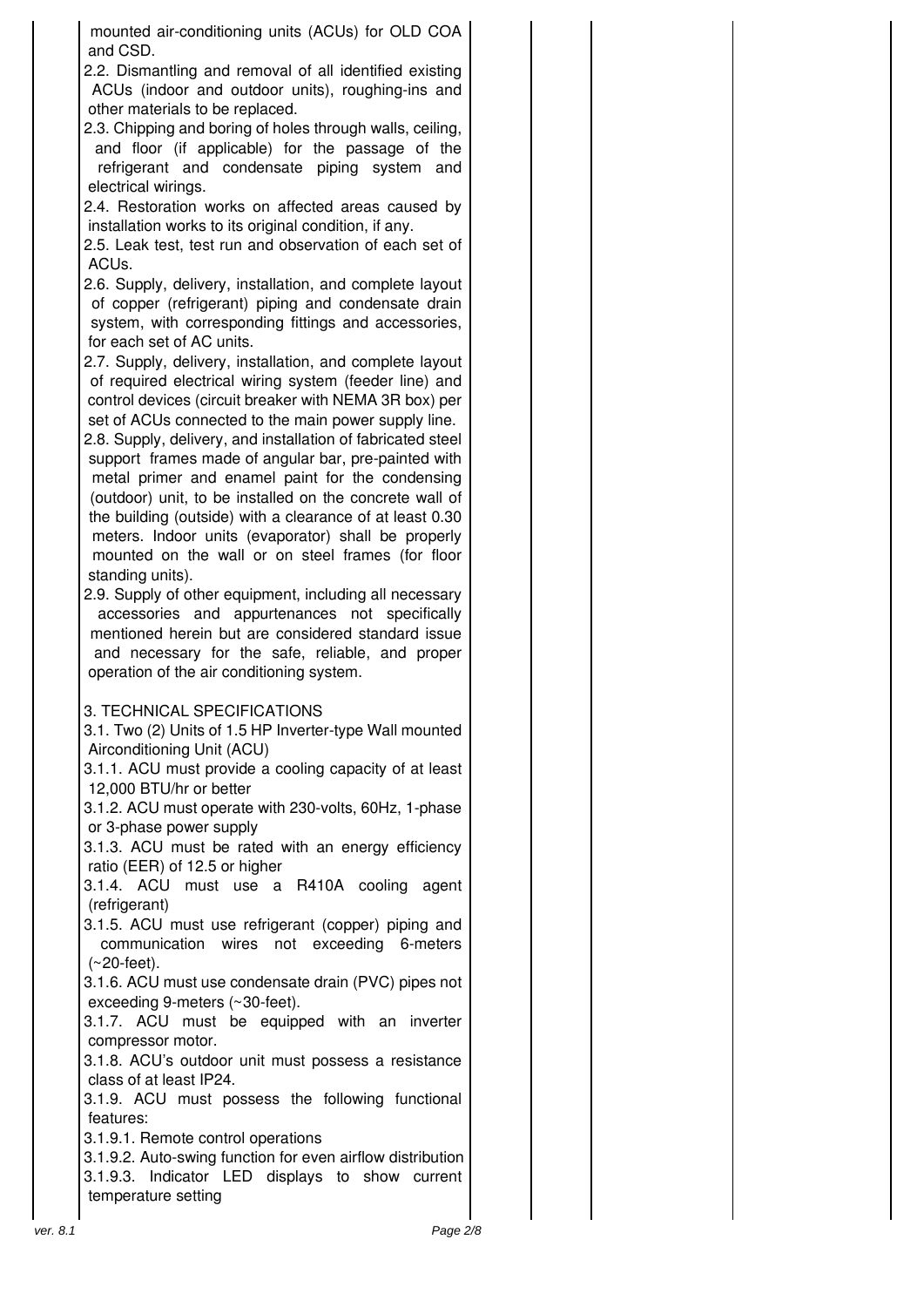mounted air-conditioning units (ACUs) for OLD COA and CSD.

2.2. Dismantling and removal of all identified existing ACUs (indoor and outdoor units), roughing-ins and other materials to be replaced.

2.3. Chipping and boring of holes through walls, ceiling, and floor (if applicable) for the passage of the refrigerant and condensate piping system and electrical wirings.

2.4. Restoration works on affected areas caused by installation works to its original condition, if any.

2.5. Leak test, test run and observation of each set of ACUs.

2.6. Supply, delivery, installation, and complete layout of copper (refrigerant) piping and condensate drain system, with corresponding fittings and accessories, for each set of AC units.

2.7. Supply, delivery, installation, and complete layout of required electrical wiring system (feeder line) and control devices (circuit breaker with NEMA 3R box) per set of ACUs connected to the main power supply line.

2.8. Supply, delivery, and installation of fabricated steel support frames made of angular bar, pre-painted with metal primer and enamel paint for the condensing (outdoor) unit, to be installed on the concrete wall of the building (outside) with a clearance of at least 0.30 meters. Indoor units (evaporator) shall be properly mounted on the wall or on steel frames (for floor standing units).

2.9. Supply of other equipment, including all necessary accessories and appurtenances not specifically mentioned herein but are considered standard issue and necessary for the safe, reliable, and proper operation of the air conditioning system.

3. TECHNICAL SPECIFICATIONS

3.1. Two (2) Units of 1.5 HP Inverter-type Wall mounted Airconditioning Unit (ACU)

3.1.1. ACU must provide a cooling capacity of at least 12,000 BTU/hr or better

3.1.2. ACU must operate with 230-volts, 60Hz, 1-phase or 3-phase power supply

3.1.3. ACU must be rated with an energy efficiency ratio (EER) of 12.5 or higher

3.1.4. ACU must use a R410A cooling agent (refrigerant)

3.1.5. ACU must use refrigerant (copper) piping and communication wires not exceeding 6-meters (~20-feet).

3.1.6. ACU must use condensate drain (PVC) pipes not exceeding 9-meters (~30-feet).

3.1.7. ACU must be equipped with an inverter compressor motor.

3.1.8. ACU's outdoor unit must possess a resistance class of at least IP24.

3.1.9. ACU must possess the following functional features:

3.1.9.1. Remote control operations

3.1.9.2. Auto-swing function for even airflow distribution

3.1.9.3. Indicator LED displays to show current temperature setting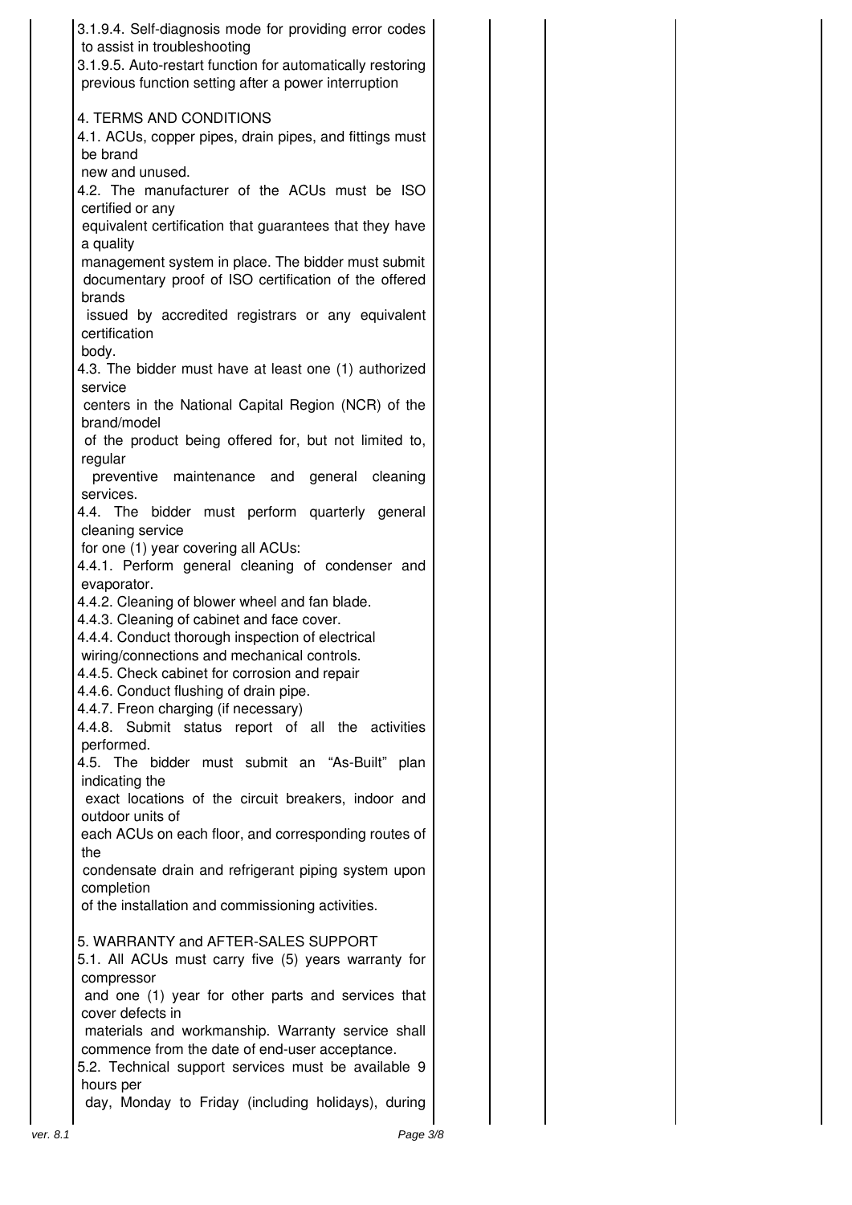3.1.9.4. Self-diagnosis mode for providing error codes to assist in troubleshooting

3.1.9.5. Auto-restart function for automatically restoring previous function setting after a power interruption

4. TERMS AND CONDITIONS

4.1. ACUs, copper pipes, drain pipes, and fittings must be brand new and unused.

4.2. The manufacturer of the ACUs must be ISO certified or any equivalent certification that guarantees that they have a quality management system in place. The bidder must submit documentary proof of ISO certification of the offered brands issued by accredited registrars or any equivalent certification body.

4.3. The bidder must have at least one (1) authorized service centers in the National Capital Region (NCR) of the brand/model of the product being offered for, but not limited to, regular preventive maintenance and general cleaning services.

4.4. The bidder must perform quarterly general cleaning service for one (1) year covering all ACUs:

4.4.1. Perform general cleaning of condenser and evaporator.

4.4.2. Cleaning of blower wheel and fan blade.

4.4.3. Cleaning of cabinet and face cover.

4.4.4. Conduct thorough inspection of electrical wiring/connections and mechanical controls.

4.4.5. Check cabinet for corrosion and repair

4.4.6. Conduct flushing of drain pipe.

4.4.7. Freon charging (if necessary)

4.4.8. Submit status report of all the activities performed.

4.5. The bidder must submit an "As-Built" plan indicating the exact locations of the circuit breakers, indoor and outdoor units of each ACUs on each floor, and corresponding routes of the condensate drain and refrigerant piping system upon completion of the installation and commissioning activities.

5. WARRANTY and AFTER-SALES SUPPORT

5.1. All ACUs must carry five (5) years warranty for compressor and one (1) year for other parts and services that cover defects in materials and workmanship. Warranty service shall commence from the date of end-user acceptance.

5.2. Technical support services must be available 9 hours per day, Monday to Friday (including holidays), during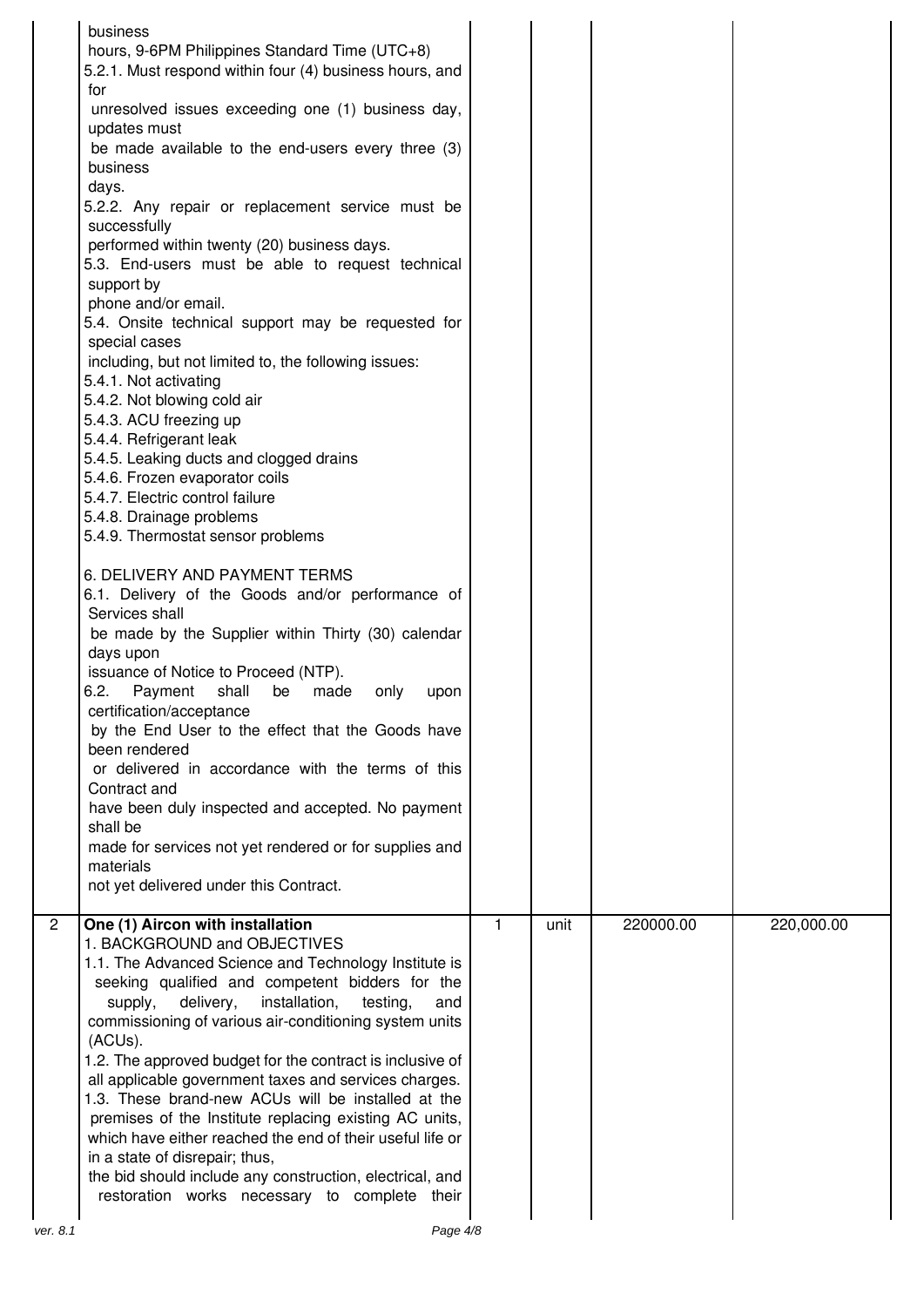| | | | | | |
|---|---|---|---|---|---|
| | business hours, 9-6PM Philippines Standard Time (UTC+8)<br>5.2.1. Must respond within four (4) business hours, and for unresolved issues exceeding one (1) business day, updates must be made available to the end-users every three (3) business days.<br>5.2.2. Any repair or replacement service must be successfully performed within twenty (20) business days.<br>5.3. End-users must be able to request technical support by phone and/or email.<br>5.4. Onsite technical support may be requested for special cases including, but not limited to, the following issues:<br>5.4.1. Not activating<br>5.4.2. Not blowing cold air<br>5.4.3. ACU freezing up<br>5.4.4. Refrigerant leak<br>5.4.5. Leaking ducts and clogged drains<br>5.4.6. Frozen evaporator coils<br>5.4.7. Electric control failure<br>5.4.8. Drainage problems<br>5.4.9. Thermostat sensor problems<br><br>6. DELIVERY AND PAYMENT TERMS<br>6.1. Delivery of the Goods and/or performance of Services shall be made by the Supplier within Thirty (30) calendar days upon issuance of Notice to Proceed (NTP).<br>6.2. Payment shall be made only upon certification/acceptance by the End User to the effect that the Goods have been rendered or delivered in accordance with the terms of this Contract and have been duly inspected and accepted. No payment shall be made for services not yet rendered or for supplies and materials not yet delivered under this Contract. | | | | |
| 2 | **One (1) Aircon with installation**<br>1. BACKGROUND and OBJECTIVES<br>1.1. The Advanced Science and Technology Institute is seeking qualified and competent bidders for the supply, delivery, installation, testing, and commissioning of various air-conditioning system units (ACUs).<br>1.2. The approved budget for the contract is inclusive of all applicable government taxes and services charges.<br>1.3. These brand-new ACUs will be installed at the premises of the Institute replacing existing AC units, which have either reached the end of their useful life or in a state of disrepair; thus, the bid should include any construction, electrical, and restoration works necessary to complete their | 1 | unit | 220000.00 | 220,000.00 |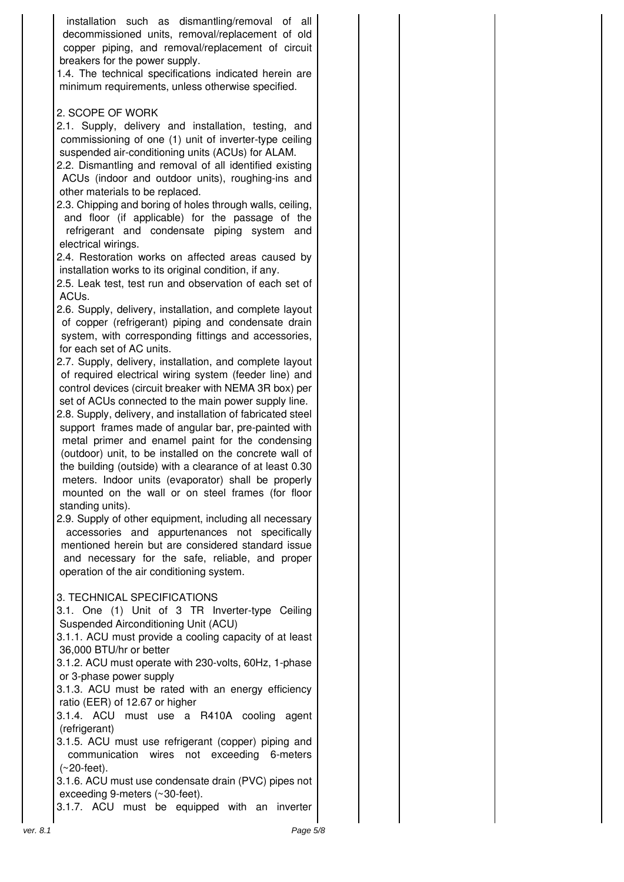installation such as dismantling/removal of all decommissioned units, removal/replacement of old copper piping, and removal/replacement of circuit breakers for the power supply.

1.4. The technical specifications indicated herein are minimum requirements, unless otherwise specified.

2. SCOPE OF WORK

2.1. Supply, delivery and installation, testing, and commissioning of one (1) unit of inverter-type ceiling suspended air-conditioning units (ACUs) for ALAM.

2.2. Dismantling and removal of all identified existing ACUs (indoor and outdoor units), roughing-ins and other materials to be replaced.

2.3. Chipping and boring of holes through walls, ceiling, and floor (if applicable) for the passage of the refrigerant and condensate piping system and electrical wirings.

2.4. Restoration works on affected areas caused by installation works to its original condition, if any.

2.5. Leak test, test run and observation of each set of ACUs.

2.6. Supply, delivery, installation, and complete layout of copper (refrigerant) piping and condensate drain system, with corresponding fittings and accessories, for each set of AC units.

2.7. Supply, delivery, installation, and complete layout of required electrical wiring system (feeder line) and control devices (circuit breaker with NEMA 3R box) per set of ACUs connected to the main power supply line.

2.8. Supply, delivery, and installation of fabricated steel support frames made of angular bar, pre-painted with metal primer and enamel paint for the condensing (outdoor) unit, to be installed on the concrete wall of the building (outside) with a clearance of at least 0.30 meters. Indoor units (evaporator) shall be properly mounted on the wall or on steel frames (for floor standing units).

2.9. Supply of other equipment, including all necessary accessories and appurtenances not specifically mentioned herein but are considered standard issue and necessary for the safe, reliable, and proper operation of the air conditioning system.

3. TECHNICAL SPECIFICATIONS

3.1. One (1) Unit of 3 TR Inverter-type Ceiling Suspended Airconditioning Unit (ACU)

3.1.1. ACU must provide a cooling capacity of at least 36,000 BTU/hr or better

3.1.2. ACU must operate with 230-volts, 60Hz, 1-phase or 3-phase power supply

3.1.3. ACU must be rated with an energy efficiency ratio (EER) of 12.67 or higher

3.1.4. ACU must use a R410A cooling agent (refrigerant)

3.1.5. ACU must use refrigerant (copper) piping and communication wires not exceeding 6-meters (~20-feet).

3.1.6. ACU must use condensate drain (PVC) pipes not exceeding 9-meters (~30-feet).

3.1.7. ACU must be equipped with an inverter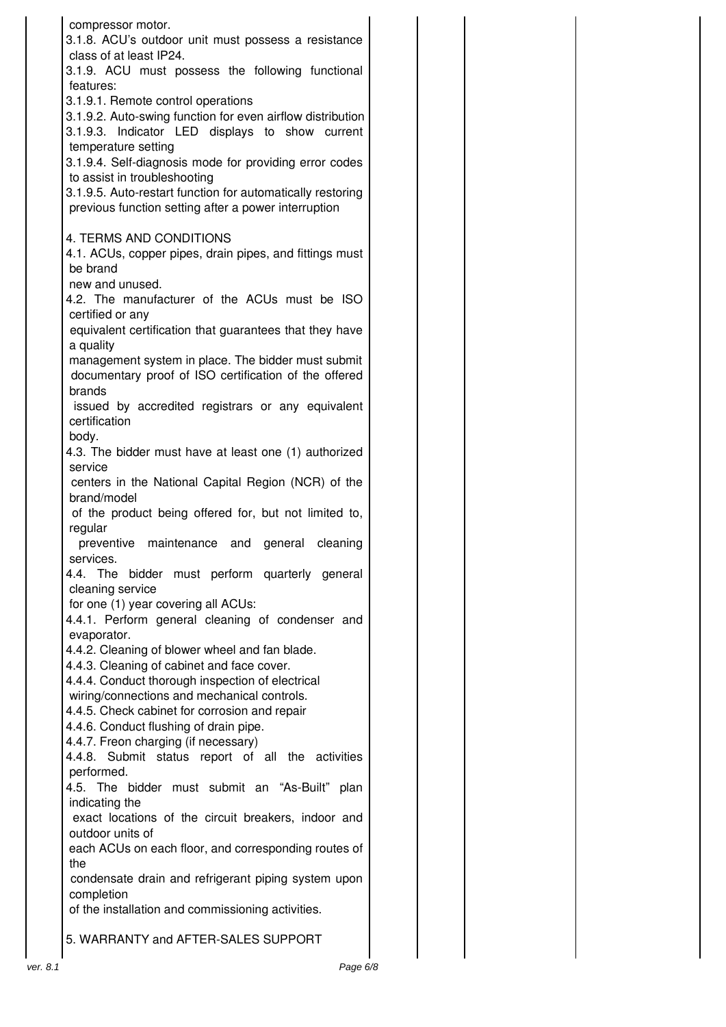compressor motor.

3.1.8. ACU's outdoor unit must possess a resistance class of at least IP24.

3.1.9. ACU must possess the following functional features:

3.1.9.1. Remote control operations

3.1.9.2. Auto-swing function for even airflow distribution

3.1.9.3. Indicator LED displays to show current temperature setting

3.1.9.4. Self-diagnosis mode for providing error codes to assist in troubleshooting

3.1.9.5. Auto-restart function for automatically restoring previous function setting after a power interruption

4. TERMS AND CONDITIONS

4.1. ACUs, copper pipes, drain pipes, and fittings must be brand new and unused.

4.2. The manufacturer of the ACUs must be ISO certified or any equivalent certification that guarantees that they have a quality management system in place. The bidder must submit documentary proof of ISO certification of the offered brands issued by accredited registrars or any equivalent certification body.

4.3. The bidder must have at least one (1) authorized service centers in the National Capital Region (NCR) of the brand/model of the product being offered for, but not limited to, regular preventive maintenance and general cleaning services.

4.4. The bidder must perform quarterly general cleaning service for one (1) year covering all ACUs:

4.4.1. Perform general cleaning of condenser and evaporator.

4.4.2. Cleaning of blower wheel and fan blade.

4.4.3. Cleaning of cabinet and face cover.

4.4.4. Conduct thorough inspection of electrical wiring/connections and mechanical controls.

4.4.5. Check cabinet for corrosion and repair

4.4.6. Conduct flushing of drain pipe.

4.4.7. Freon charging (if necessary)

4.4.8. Submit status report of all the activities performed.

4.5. The bidder must submit an "As-Built" plan indicating the exact locations of the circuit breakers, indoor and outdoor units of each ACUs on each floor, and corresponding routes of the condensate drain and refrigerant piping system upon completion of the installation and commissioning activities.

5. WARRANTY and AFTER-SALES SUPPORT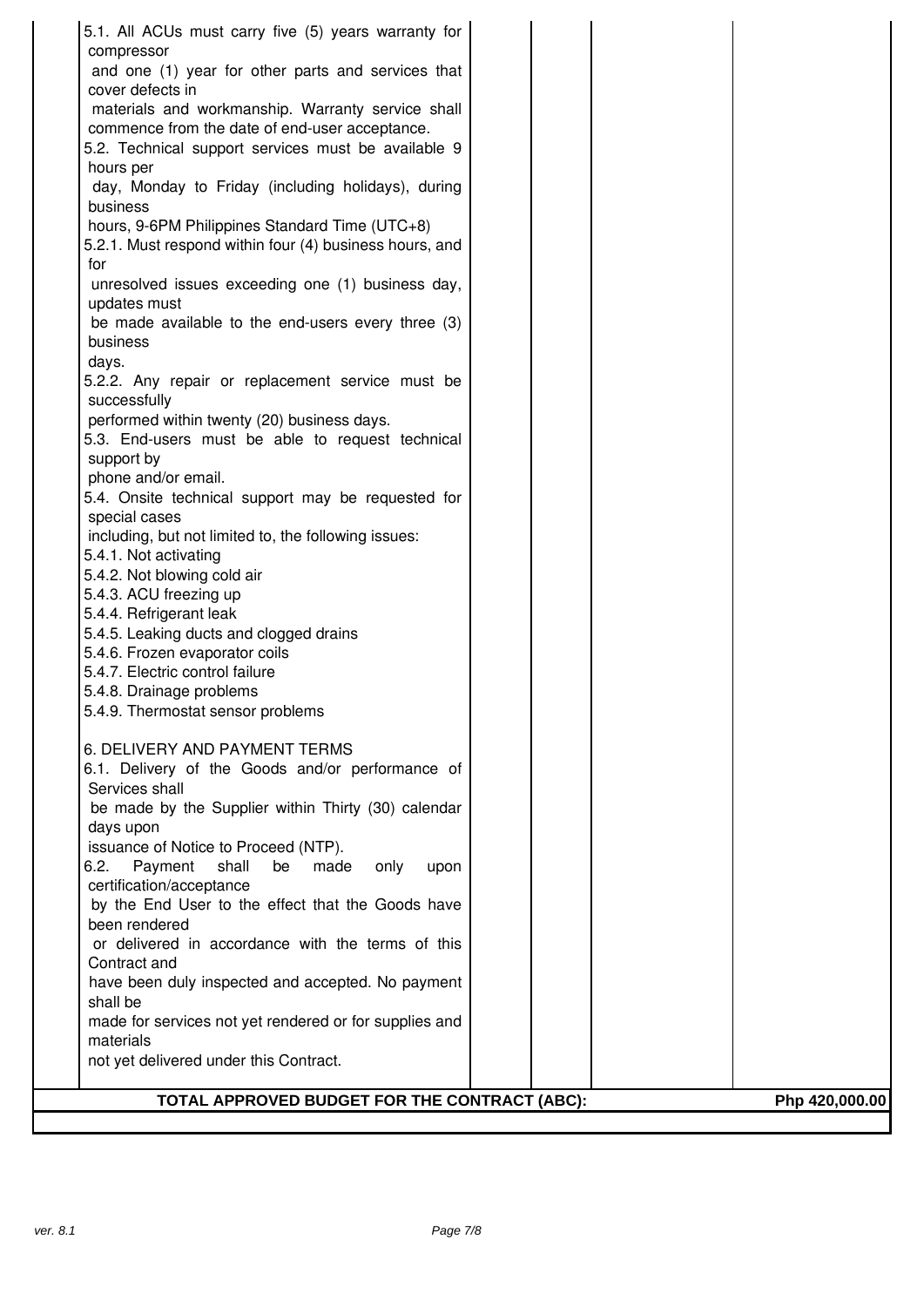| | | | | |
|---|---|---|---|---|
| 5.1. All ACUs must carry five (5) years warranty for compressor and one (1) year for other parts and services that cover defects in materials and workmanship. Warranty service shall commence from the date of end-user acceptance.<br>5.2. Technical support services must be available 9 hours per day, Monday to Friday (including holidays), during business hours, 9-6PM Philippines Standard Time (UTC+8)<br>5.2.1. Must respond within four (4) business hours, and for unresolved issues exceeding one (1) business day, updates must be made available to the end-users every three (3) business days.<br>5.2.2. Any repair or replacement service must be successfully performed within twenty (20) business days.<br>5.3. End-users must be able to request technical support by phone and/or email.<br>5.4. Onsite technical support may be requested for special cases including, but not limited to, the following issues:<br>5.4.1. Not activating<br>5.4.2. Not blowing cold air<br>5.4.3. ACU freezing up<br>5.4.4. Refrigerant leak<br>5.4.5. Leaking ducts and clogged drains<br>5.4.6. Frozen evaporator coils<br>5.4.7. Electric control failure<br>5.4.8. Drainage problems<br>5.4.9. Thermostat sensor problems<br><br>6. DELIVERY AND PAYMENT TERMS<br>6.1. Delivery of the Goods and/or performance of Services shall be made by the Supplier within Thirty (30) calendar days upon issuance of Notice to Proceed (NTP).<br>6.2. Payment shall be made only upon certification/acceptance by the End User to the effect that the Goods have been rendered or delivered in accordance with the terms of this Contract and have been duly inspected and accepted. No payment shall be made for services not yet rendered or for supplies and materials not yet delivered under this Contract. | | | | |
| **TOTAL APPROVED BUDGET FOR THE CONTRACT (ABC):** | | | | **Php 420,000.00** |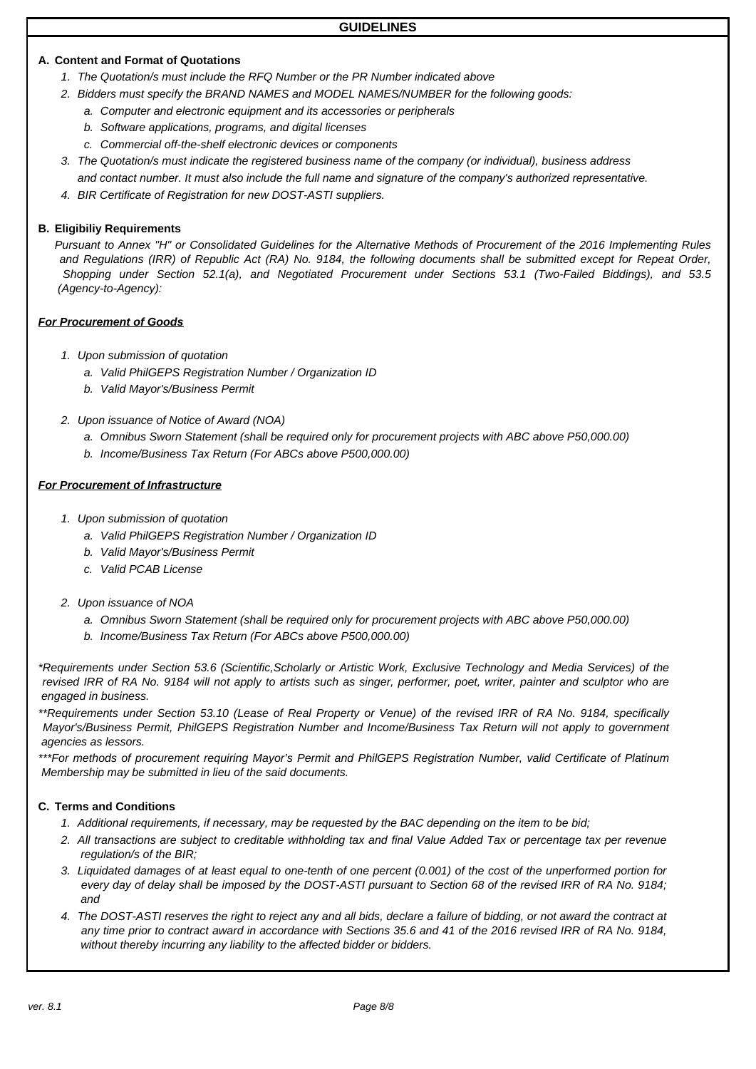## GUIDELINES

### A. Content and Format of Quotations

1. *The Quotation/s must include the RFQ Number or the PR Number indicated above*
2. *Bidders must specify the BRAND NAMES and MODEL NAMES/NUMBER for the following goods:*
   a. *Computer and electronic equipment and its accessories or peripherals*
   b. *Software applications, programs, and digital licenses*
   c. *Commercial off-the-shelf electronic devices or components*
3. *The Quotation/s must indicate the registered business name of the company (or individual), business address and contact number. It must also include the full name and signature of the company's authorized representative.*
4. *BIR Certificate of Registration for new DOST-ASTI suppliers.*

### B. Eligibiliy Requirements

*Pursuant to Annex "H" or Consolidated Guidelines for the Alternative Methods of Procurement of the 2016 Implementing Rules and Regulations (IRR) of Republic Act (RA) No. 9184, the following documents shall be submitted except for Repeat Order, Shopping under Section 52.1(a), and Negotiated Procurement under Sections 53.1 (Two-Failed Biddings), and 53.5 (Agency-to-Agency):*

***<u>For Procurement of Goods</u>***

1. *Upon submission of quotation*
   a. *Valid PhilGEPS Registration Number / Organization ID*
   b. *Valid Mayor's/Business Permit*
2. *Upon issuance of Notice of Award (NOA)*
   a. *Omnibus Sworn Statement (shall be required only for procurement projects with ABC above P50,000.00)*
   b. *Income/Business Tax Return (For ABCs above P500,000.00)*

***<u>For Procurement of Infrastructure</u>***

1. *Upon submission of quotation*
   a. *Valid PhilGEPS Registration Number / Organization ID*
   b. *Valid Mayor's/Business Permit*
   c. *Valid PCAB License*
2. *Upon issuance of NOA*
   a. *Omnibus Sworn Statement (shall be required only for procurement projects with ABC above P50,000.00)*
   b. *Income/Business Tax Return (For ABCs above P500,000.00)*

*\*Requirements under Section 53.6 (Scientific,Scholarly or Artistic Work, Exclusive Technology and Media Services) of the revised IRR of RA No. 9184 will not apply to artists such as singer, performer, poet, writer, painter and sculptor who are engaged in business.*

*\*\*Requirements under Section 53.10 (Lease of Real Property or Venue) of the revised IRR of RA No. 9184, specifically Mayor's/Business Permit, PhilGEPS Registration Number and Income/Business Tax Return will not apply to government agencies as lessors.*

*\*\*\*For methods of procurement requiring Mayor's Permit and PhilGEPS Registration Number, valid Certificate of Platinum Membership may be submitted in lieu of the said documents.*

### C. Terms and Conditions

1. *Additional requirements, if necessary, may be requested by the BAC depending on the item to be bid;*
2. *All transactions are subject to creditable withholding tax and final Value Added Tax or percentage tax per revenue regulation/s of the BIR;*
3. *Liquidated damages of at least equal to one-tenth of one percent (0.001) of the cost of the unperformed portion for every day of delay shall be imposed by the DOST-ASTI pursuant to Section 68 of the revised IRR of RA No. 9184; and*
4. *The DOST-ASTI reserves the right to reject any and all bids, declare a failure of bidding, or not award the contract at any time prior to contract award in accordance with Sections 35.6 and 41 of the 2016 revised IRR of RA No. 9184, without thereby incurring any liability to the affected bidder or bidders.*

*ver. 8.1*